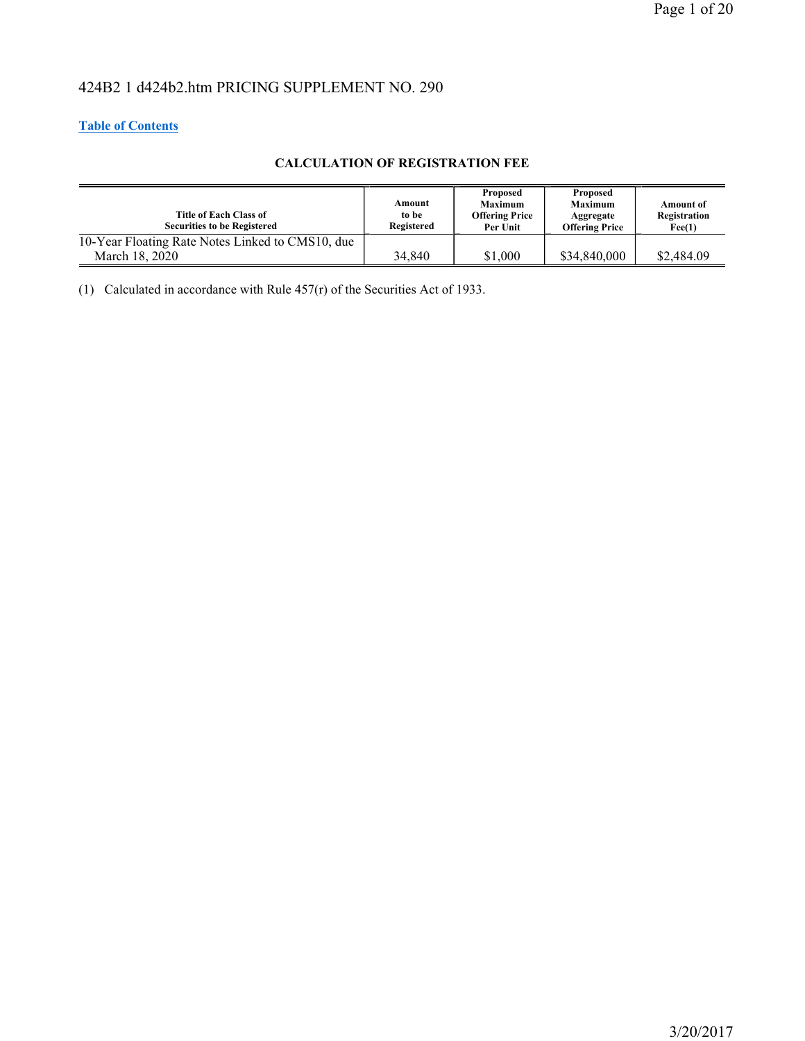424B2 1 d424b2.htm PRICING SUPPLEMENT NO. 290

**Table of Contents**

**CALCULATION OF REGISTRATION FEE**

| Title of Each Class of Securities to be Registered | Amount to be Registered | Proposed Maximum Offering Price Per Unit | Proposed Maximum Aggregate Offering Price | Amount of Registration Fee(1) |
| --- | --- | --- | --- | --- |
| 10-Year Floating Rate Notes Linked to CMS10, due March 18, 2020 | 34,840 | $1,000 | $34,840,000 | $2,484.09 |

(1) Calculated in accordance with Rule 457(r) of the Securities Act of 1933.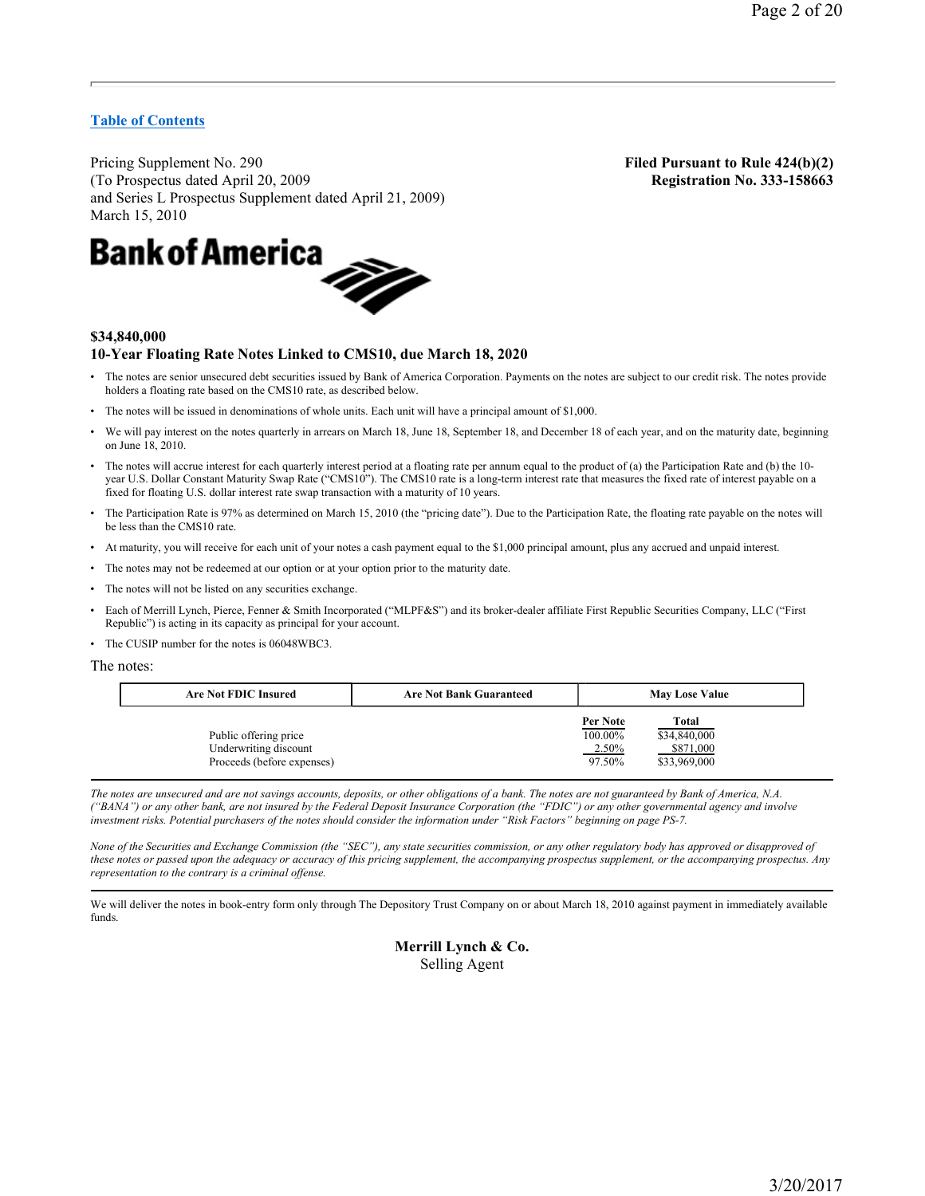[Table of Contents](#)

Pricing Supplement No. 290
(To Prospectus dated April 20, 2009
and Series L Prospectus Supplement dated April 21, 2009)
March 15, 2010

**Filed Pursuant to Rule 424(b)(2)**
**Registration No. 333-158663**

**Bank of America**

**$34,840,000**
**10-Year Floating Rate Notes Linked to CMS10, due March 18, 2020**

- The notes are senior unsecured debt securities issued by Bank of America Corporation. Payments on the notes are subject to our credit risk. The notes provide holders a floating rate based on the CMS10 rate, as described below.
- The notes will be issued in denominations of whole units. Each unit will have a principal amount of $1,000.
- We will pay interest on the notes quarterly in arrears on March 18, June 18, September 18, and December 18 of each year, and on the maturity date, beginning on June 18, 2010.
- The notes will accrue interest for each quarterly interest period at a floating rate per annum equal to the product of (a) the Participation Rate and (b) the 10-year U.S. Dollar Constant Maturity Swap Rate ("CMS10"). The CMS10 rate is a long-term interest rate that measures the fixed rate of interest payable on a fixed for floating U.S. dollar interest rate swap transaction with a maturity of 10 years.
- The Participation Rate is 97% as determined on March 15, 2010 (the "pricing date"). Due to the Participation Rate, the floating rate payable on the notes will be less than the CMS10 rate.
- At maturity, you will receive for each unit of your notes a cash payment equal to the $1,000 principal amount, plus any accrued and unpaid interest.
- The notes may not be redeemed at our option or at your option prior to the maturity date.
- The notes will not be listed on any securities exchange.
- Each of Merrill Lynch, Pierce, Fenner & Smith Incorporated ("MLPF&S") and its broker-dealer affiliate First Republic Securities Company, LLC ("First Republic") is acting in its capacity as principal for your account.
- The CUSIP number for the notes is 06048WBC3.

The notes:

| Are Not FDIC Insured | Are Not Bank Guaranteed | May Lose Value |
|---|---|---|

| | Per Note | Total |
|---|---|---|
| Public offering price | 100.00% | $34,840,000 |
| Underwriting discount | 2.50% | $871,000 |
| Proceeds (before expenses) | 97.50% | $33,969,000 |

*The notes are unsecured and are not savings accounts, deposits, or other obligations of a bank. The notes are not guaranteed by Bank of America, N.A. ("BANA") or any other bank, are not insured by the Federal Deposit Insurance Corporation (the "FDIC") or any other governmental agency and involve investment risks. Potential purchasers of the notes should consider the information under "Risk Factors" beginning on page PS-7.*

*None of the Securities and Exchange Commission (the "SEC"), any state securities commission, or any other regulatory body has approved or disapproved of these notes or passed upon the adequacy or accuracy of this pricing supplement, the accompanying prospectus supplement, or the accompanying prospectus. Any representation to the contrary is a criminal offense.*

We will deliver the notes in book-entry form only through The Depository Trust Company on or about March 18, 2010 against payment in immediately available funds.

**Merrill Lynch & Co.**
Selling Agent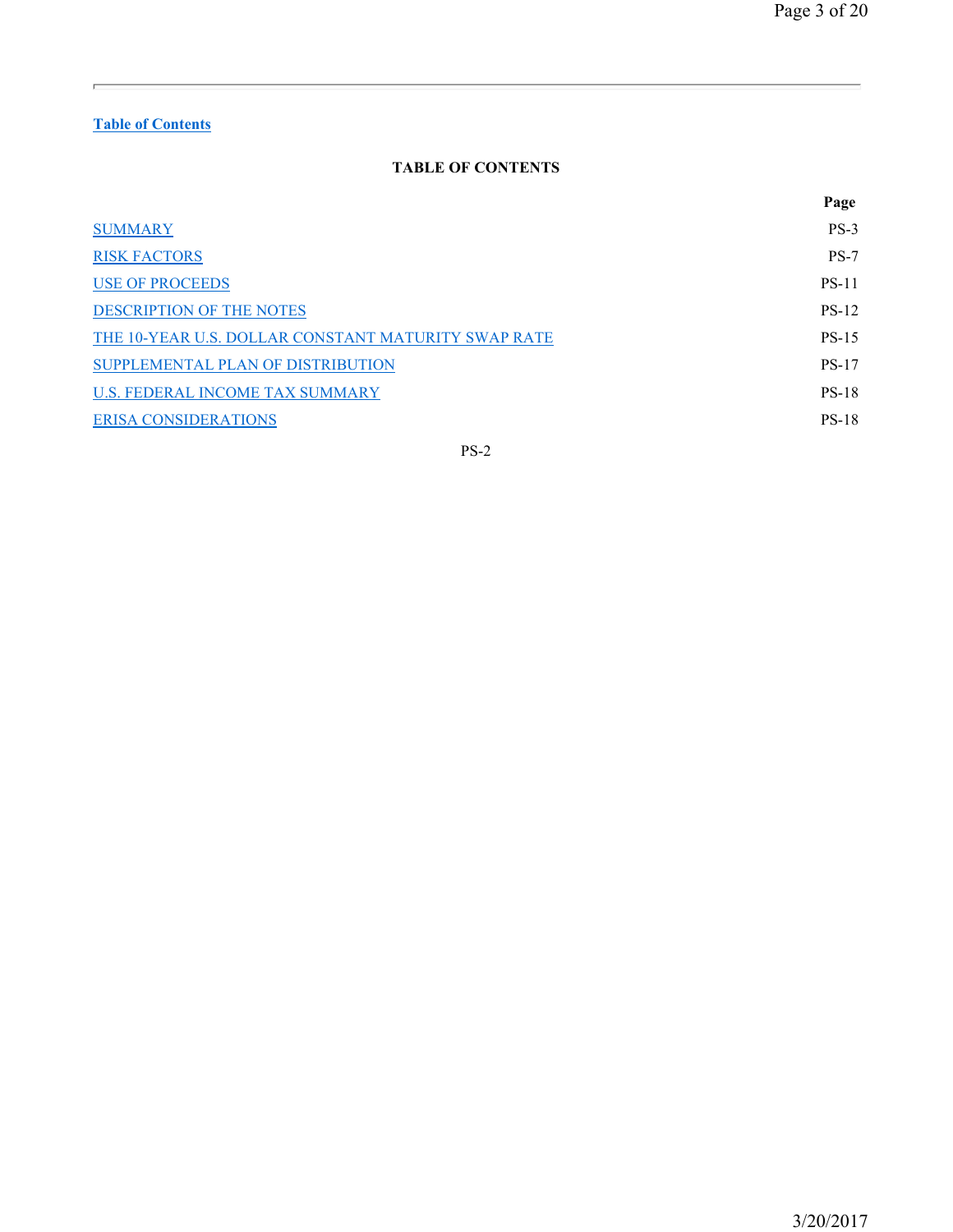Table of Contents

## TABLE OF CONTENTS

| | Page |
|---|---|
| SUMMARY | PS-3 |
| RISK FACTORS | PS-7 |
| USE OF PROCEEDS | PS-11 |
| DESCRIPTION OF THE NOTES | PS-12 |
| THE 10-YEAR U.S. DOLLAR CONSTANT MATURITY SWAP RATE | PS-15 |
| SUPPLEMENTAL PLAN OF DISTRIBUTION | PS-17 |
| U.S. FEDERAL INCOME TAX SUMMARY | PS-18 |
| ERISA CONSIDERATIONS | PS-18 |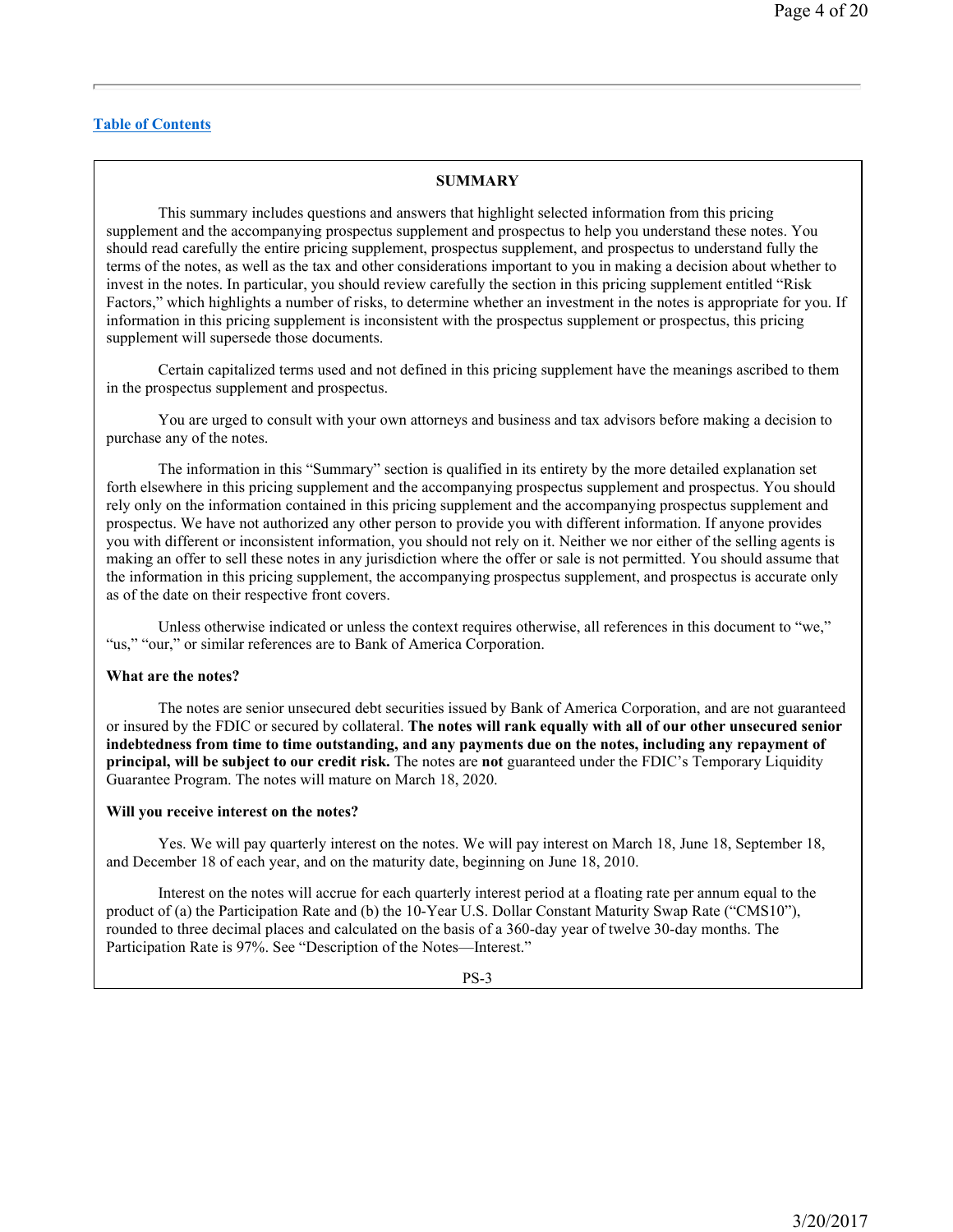[Table of Contents](#)

## SUMMARY

This summary includes questions and answers that highlight selected information from this pricing supplement and the accompanying prospectus supplement and prospectus to help you understand these notes. You should read carefully the entire pricing supplement, prospectus supplement, and prospectus to understand fully the terms of the notes, as well as the tax and other considerations important to you in making a decision about whether to invest in the notes. In particular, you should review carefully the section in this pricing supplement entitled "Risk Factors," which highlights a number of risks, to determine whether an investment in the notes is appropriate for you. If information in this pricing supplement is inconsistent with the prospectus supplement or prospectus, this pricing supplement will supersede those documents.

Certain capitalized terms used and not defined in this pricing supplement have the meanings ascribed to them in the prospectus supplement and prospectus.

You are urged to consult with your own attorneys and business and tax advisors before making a decision to purchase any of the notes.

The information in this "Summary" section is qualified in its entirety by the more detailed explanation set forth elsewhere in this pricing supplement and the accompanying prospectus supplement and prospectus. You should rely only on the information contained in this pricing supplement and the accompanying prospectus supplement and prospectus. We have not authorized any other person to provide you with different information. If anyone provides you with different or inconsistent information, you should not rely on it. Neither we nor either of the selling agents is making an offer to sell these notes in any jurisdiction where the offer or sale is not permitted. You should assume that the information in this pricing supplement, the accompanying prospectus supplement, and prospectus is accurate only as of the date on their respective front covers.

Unless otherwise indicated or unless the context requires otherwise, all references in this document to "we," "us," "our," or similar references are to Bank of America Corporation.

**What are the notes?**

The notes are senior unsecured debt securities issued by Bank of America Corporation, and are not guaranteed or insured by the FDIC or secured by collateral. **The notes will rank equally with all of our other unsecured senior indebtedness from time to time outstanding, and any payments due on the notes, including any repayment of principal, will be subject to our credit risk.** The notes are **not** guaranteed under the FDIC's Temporary Liquidity Guarantee Program. The notes will mature on March 18, 2020.

**Will you receive interest on the notes?**

Yes. We will pay quarterly interest on the notes. We will pay interest on March 18, June 18, September 18, and December 18 of each year, and on the maturity date, beginning on June 18, 2010.

Interest on the notes will accrue for each quarterly interest period at a floating rate per annum equal to the product of (a) the Participation Rate and (b) the 10-Year U.S. Dollar Constant Maturity Swap Rate ("CMS10"), rounded to three decimal places and calculated on the basis of a 360-day year of twelve 30-day months. The Participation Rate is 97%. See "Description of the Notes—Interest."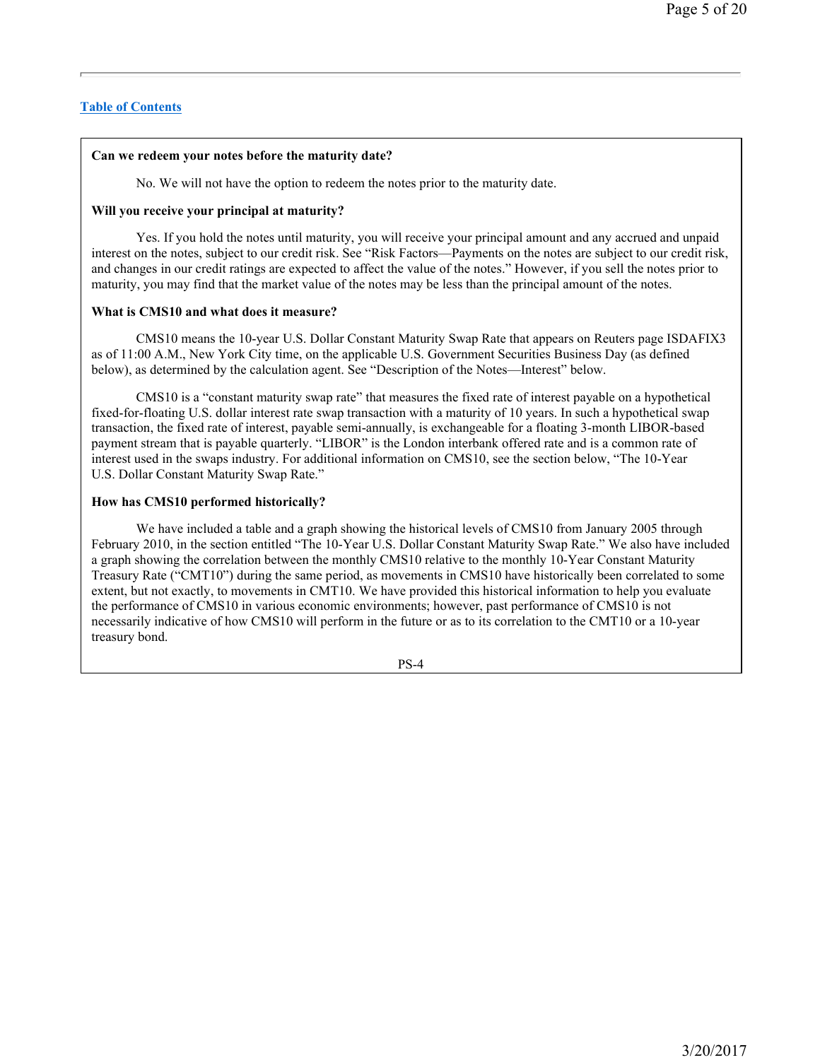[Table of Contents]

**Can we redeem your notes before the maturity date?**

No. We will not have the option to redeem the notes prior to the maturity date.

**Will you receive your principal at maturity?**

Yes. If you hold the notes until maturity, you will receive your principal amount and any accrued and unpaid interest on the notes, subject to our credit risk. See "Risk Factors—Payments on the notes are subject to our credit risk, and changes in our credit ratings are expected to affect the value of the notes." However, if you sell the notes prior to maturity, you may find that the market value of the notes may be less than the principal amount of the notes.

**What is CMS10 and what does it measure?**

CMS10 means the 10-year U.S. Dollar Constant Maturity Swap Rate that appears on Reuters page ISDAFIX3 as of 11:00 A.M., New York City time, on the applicable U.S. Government Securities Business Day (as defined below), as determined by the calculation agent. See "Description of the Notes—Interest" below.

CMS10 is a "constant maturity swap rate" that measures the fixed rate of interest payable on a hypothetical fixed-for-floating U.S. dollar interest rate swap transaction with a maturity of 10 years. In such a hypothetical swap transaction, the fixed rate of interest, payable semi-annually, is exchangeable for a floating 3-month LIBOR-based payment stream that is payable quarterly. "LIBOR" is the London interbank offered rate and is a common rate of interest used in the swaps industry. For additional information on CMS10, see the section below, "The 10-Year U.S. Dollar Constant Maturity Swap Rate."

**How has CMS10 performed historically?**

We have included a table and a graph showing the historical levels of CMS10 from January 2005 through February 2010, in the section entitled "The 10-Year U.S. Dollar Constant Maturity Swap Rate." We also have included a graph showing the correlation between the monthly CMS10 relative to the monthly 10-Year Constant Maturity Treasury Rate ("CMT10") during the same period, as movements in CMS10 have historically been correlated to some extent, but not exactly, to movements in CMT10. We have provided this historical information to help you evaluate the performance of CMS10 in various economic environments; however, past performance of CMS10 is not necessarily indicative of how CMS10 will perform in the future or as to its correlation to the CMT10 or a 10-year treasury bond.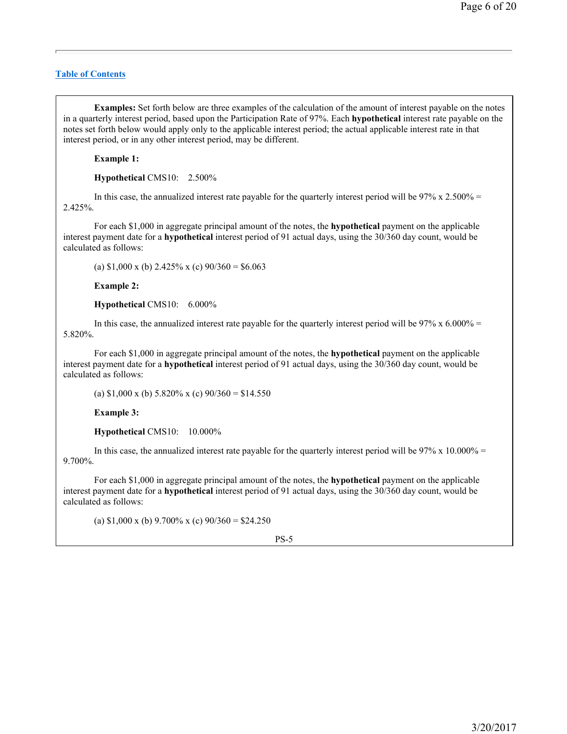[Table of Contents](#)

**Examples:** Set forth below are three examples of the calculation of the amount of interest payable on the notes in a quarterly interest period, based upon the Participation Rate of 97%. Each **hypothetical** interest rate payable on the notes set forth below would apply only to the applicable interest period; the actual applicable interest rate in that interest period, or in any other interest period, may be different.

**Example 1:**

**Hypothetical** CMS10: 2.500%

In this case, the annualized interest rate payable for the quarterly interest period will be 97% x 2.500% = 2.425%.

For each $1,000 in aggregate principal amount of the notes, the **hypothetical** payment on the applicable interest payment date for a **hypothetical** interest period of 91 actual days, using the 30/360 day count, would be calculated as follows:

(a) $1,000 x (b) 2.425% x (c) 90/360 = $6.063

**Example 2:**

**Hypothetical** CMS10: 6.000%

In this case, the annualized interest rate payable for the quarterly interest period will be 97% x 6.000% = 5.820%.

For each $1,000 in aggregate principal amount of the notes, the **hypothetical** payment on the applicable interest payment date for a **hypothetical** interest period of 91 actual days, using the 30/360 day count, would be calculated as follows:

(a) $1,000 x (b) 5.820% x (c) 90/360 = $14.550

**Example 3:**

**Hypothetical** CMS10: 10.000%

In this case, the annualized interest rate payable for the quarterly interest period will be 97% x 10.000% = 9.700%.

For each $1,000 in aggregate principal amount of the notes, the **hypothetical** payment on the applicable interest payment date for a **hypothetical** interest period of 91 actual days, using the 30/360 day count, would be calculated as follows:

(a) $1,000 x (b) 9.700% x (c) 90/360 = $24.250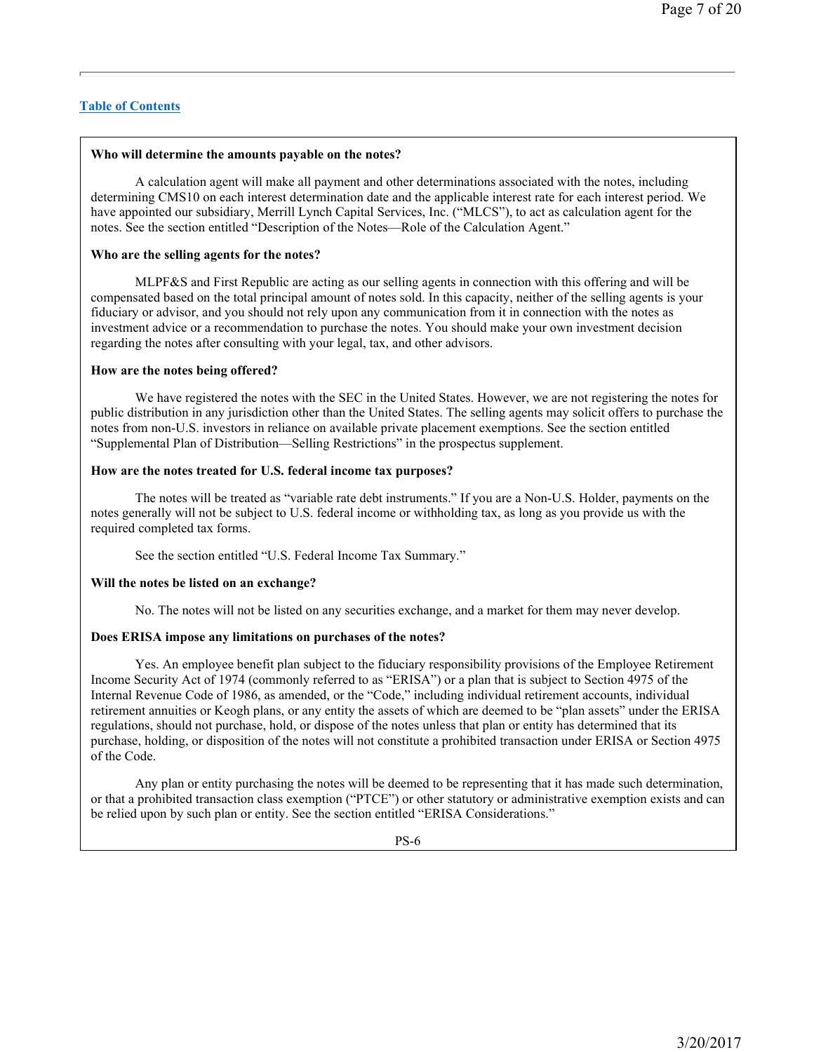[Table of Contents](#)

**Who will determine the amounts payable on the notes?**

A calculation agent will make all payment and other determinations associated with the notes, including determining CMS10 on each interest determination date and the applicable interest rate for each interest period. We have appointed our subsidiary, Merrill Lynch Capital Services, Inc. ("MLCS"), to act as calculation agent for the notes. See the section entitled "Description of the Notes—Role of the Calculation Agent."

**Who are the selling agents for the notes?**

MLPF&S and First Republic are acting as our selling agents in connection with this offering and will be compensated based on the total principal amount of notes sold. In this capacity, neither of the selling agents is your fiduciary or advisor, and you should not rely upon any communication from it in connection with the notes as investment advice or a recommendation to purchase the notes. You should make your own investment decision regarding the notes after consulting with your legal, tax, and other advisors.

**How are the notes being offered?**

We have registered the notes with the SEC in the United States. However, we are not registering the notes for public distribution in any jurisdiction other than the United States. The selling agents may solicit offers to purchase the notes from non-U.S. investors in reliance on available private placement exemptions. See the section entitled "Supplemental Plan of Distribution—Selling Restrictions" in the prospectus supplement.

**How are the notes treated for U.S. federal income tax purposes?**

The notes will be treated as "variable rate debt instruments." If you are a Non-U.S. Holder, payments on the notes generally will not be subject to U.S. federal income or withholding tax, as long as you provide us with the required completed tax forms.

See the section entitled "U.S. Federal Income Tax Summary."

**Will the notes be listed on an exchange?**

No. The notes will not be listed on any securities exchange, and a market for them may never develop.

**Does ERISA impose any limitations on purchases of the notes?**

Yes. An employee benefit plan subject to the fiduciary responsibility provisions of the Employee Retirement Income Security Act of 1974 (commonly referred to as "ERISA") or a plan that is subject to Section 4975 of the Internal Revenue Code of 1986, as amended, or the "Code," including individual retirement accounts, individual retirement annuities or Keogh plans, or any entity the assets of which are deemed to be "plan assets" under the ERISA regulations, should not purchase, hold, or dispose of the notes unless that plan or entity has determined that its purchase, holding, or disposition of the notes will not constitute a prohibited transaction under ERISA or Section 4975 of the Code.

Any plan or entity purchasing the notes will be deemed to be representing that it has made such determination, or that a prohibited transaction class exemption ("PTCE") or other statutory or administrative exemption exists and can be relied upon by such plan or entity. See the section entitled "ERISA Considerations."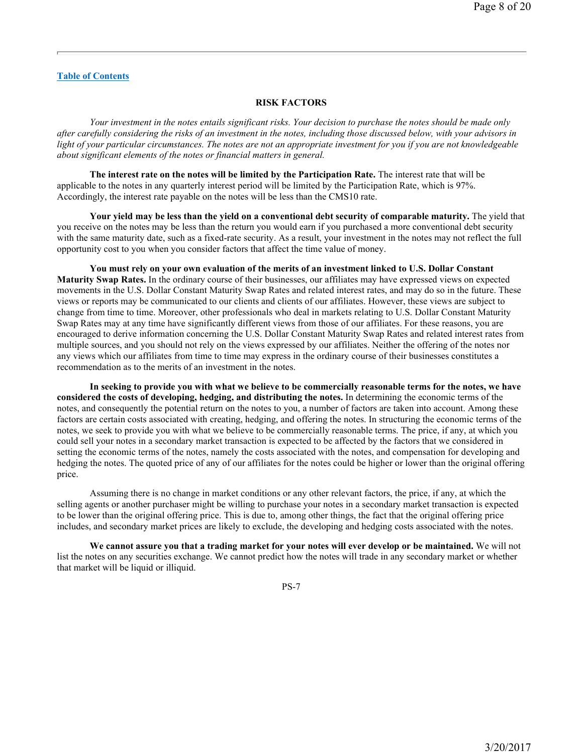[Table of Contents](#)

## RISK FACTORS

*Your investment in the notes entails significant risks. Your decision to purchase the notes should be made only after carefully considering the risks of an investment in the notes, including those discussed below, with your advisors in light of your particular circumstances. The notes are not an appropriate investment for you if you are not knowledgeable about significant elements of the notes or financial matters in general.*

**The interest rate on the notes will be limited by the Participation Rate.** The interest rate that will be applicable to the notes in any quarterly interest period will be limited by the Participation Rate, which is 97%. Accordingly, the interest rate payable on the notes will be less than the CMS10 rate.

**Your yield may be less than the yield on a conventional debt security of comparable maturity.** The yield that you receive on the notes may be less than the return you would earn if you purchased a more conventional debt security with the same maturity date, such as a fixed-rate security. As a result, your investment in the notes may not reflect the full opportunity cost to you when you consider factors that affect the time value of money.

**You must rely on your own evaluation of the merits of an investment linked to U.S. Dollar Constant Maturity Swap Rates.** In the ordinary course of their businesses, our affiliates may have expressed views on expected movements in the U.S. Dollar Constant Maturity Swap Rates and related interest rates, and may do so in the future. These views or reports may be communicated to our clients and clients of our affiliates. However, these views are subject to change from time to time. Moreover, other professionals who deal in markets relating to U.S. Dollar Constant Maturity Swap Rates may at any time have significantly different views from those of our affiliates. For these reasons, you are encouraged to derive information concerning the U.S. Dollar Constant Maturity Swap Rates and related interest rates from multiple sources, and you should not rely on the views expressed by our affiliates. Neither the offering of the notes nor any views which our affiliates from time to time may express in the ordinary course of their businesses constitutes a recommendation as to the merits of an investment in the notes.

**In seeking to provide you with what we believe to be commercially reasonable terms for the notes, we have considered the costs of developing, hedging, and distributing the notes.** In determining the economic terms of the notes, and consequently the potential return on the notes to you, a number of factors are taken into account. Among these factors are certain costs associated with creating, hedging, and offering the notes. In structuring the economic terms of the notes, we seek to provide you with what we believe to be commercially reasonable terms. The price, if any, at which you could sell your notes in a secondary market transaction is expected to be affected by the factors that we considered in setting the economic terms of the notes, namely the costs associated with the notes, and compensation for developing and hedging the notes. The quoted price of any of our affiliates for the notes could be higher or lower than the original offering price.

Assuming there is no change in market conditions or any other relevant factors, the price, if any, at which the selling agents or another purchaser might be willing to purchase your notes in a secondary market transaction is expected to be lower than the original offering price. This is due to, among other things, the fact that the original offering price includes, and secondary market prices are likely to exclude, the developing and hedging costs associated with the notes.

**We cannot assure you that a trading market for your notes will ever develop or be maintained.** We will not list the notes on any securities exchange. We cannot predict how the notes will trade in any secondary market or whether that market will be liquid or illiquid.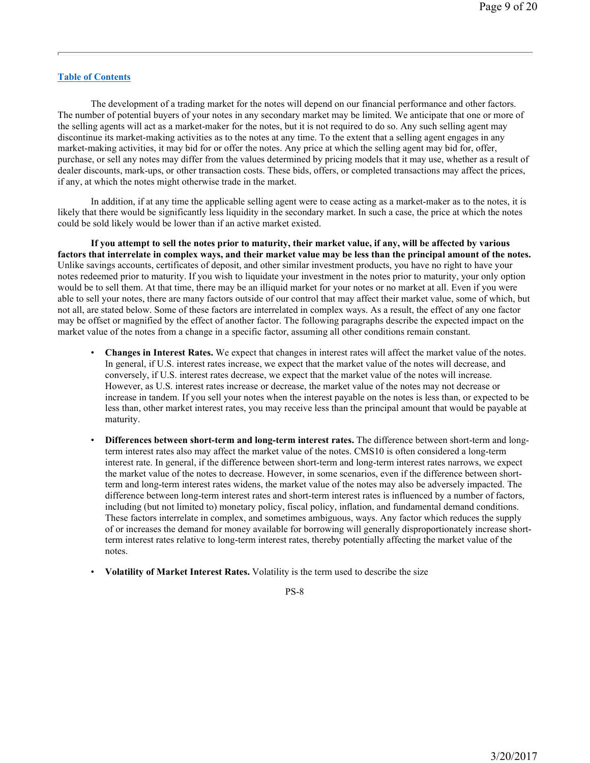[Table of Contents](#)

The development of a trading market for the notes will depend on our financial performance and other factors. The number of potential buyers of your notes in any secondary market may be limited. We anticipate that one or more of the selling agents will act as a market-maker for the notes, but it is not required to do so. Any such selling agent may discontinue its market-making activities as to the notes at any time. To the extent that a selling agent engages in any market-making activities, it may bid for or offer the notes. Any price at which the selling agent may bid for, offer, purchase, or sell any notes may differ from the values determined by pricing models that it may use, whether as a result of dealer discounts, mark-ups, or other transaction costs. These bids, offers, or completed transactions may affect the prices, if any, at which the notes might otherwise trade in the market.

In addition, if at any time the applicable selling agent were to cease acting as a market-maker as to the notes, it is likely that there would be significantly less liquidity in the secondary market. In such a case, the price at which the notes could be sold likely would be lower than if an active market existed.

**If you attempt to sell the notes prior to maturity, their market value, if any, will be affected by various factors that interrelate in complex ways, and their market value may be less than the principal amount of the notes.** Unlike savings accounts, certificates of deposit, and other similar investment products, you have no right to have your notes redeemed prior to maturity. If you wish to liquidate your investment in the notes prior to maturity, your only option would be to sell them. At that time, there may be an illiquid market for your notes or no market at all. Even if you were able to sell your notes, there are many factors outside of our control that may affect their market value, some of which, but not all, are stated below. Some of these factors are interrelated in complex ways. As a result, the effect of any one factor may be offset or magnified by the effect of another factor. The following paragraphs describe the expected impact on the market value of the notes from a change in a specific factor, assuming all other conditions remain constant.

- **Changes in Interest Rates.** We expect that changes in interest rates will affect the market value of the notes. In general, if U.S. interest rates increase, we expect that the market value of the notes will decrease, and conversely, if U.S. interest rates decrease, we expect that the market value of the notes will increase. However, as U.S. interest rates increase or decrease, the market value of the notes may not decrease or increase in tandem. If you sell your notes when the interest payable on the notes is less than, or expected to be less than, other market interest rates, you may receive less than the principal amount that would be payable at maturity.

- **Differences between short-term and long-term interest rates.** The difference between short-term and long-term interest rates also may affect the market value of the notes. CMS10 is often considered a long-term interest rate. In general, if the difference between short-term and long-term interest rates narrows, we expect the market value of the notes to decrease. However, in some scenarios, even if the difference between short-term and long-term interest rates widens, the market value of the notes may also be adversely impacted. The difference between long-term interest rates and short-term interest rates is influenced by a number of factors, including (but not limited to) monetary policy, fiscal policy, inflation, and fundamental demand conditions. These factors interrelate in complex, and sometimes ambiguous, ways. Any factor which reduces the supply of or increases the demand for money available for borrowing will generally disproportionately increase short-term interest rates relative to long-term interest rates, thereby potentially affecting the market value of the notes.

- **Volatility of Market Interest Rates.** Volatility is the term used to describe the size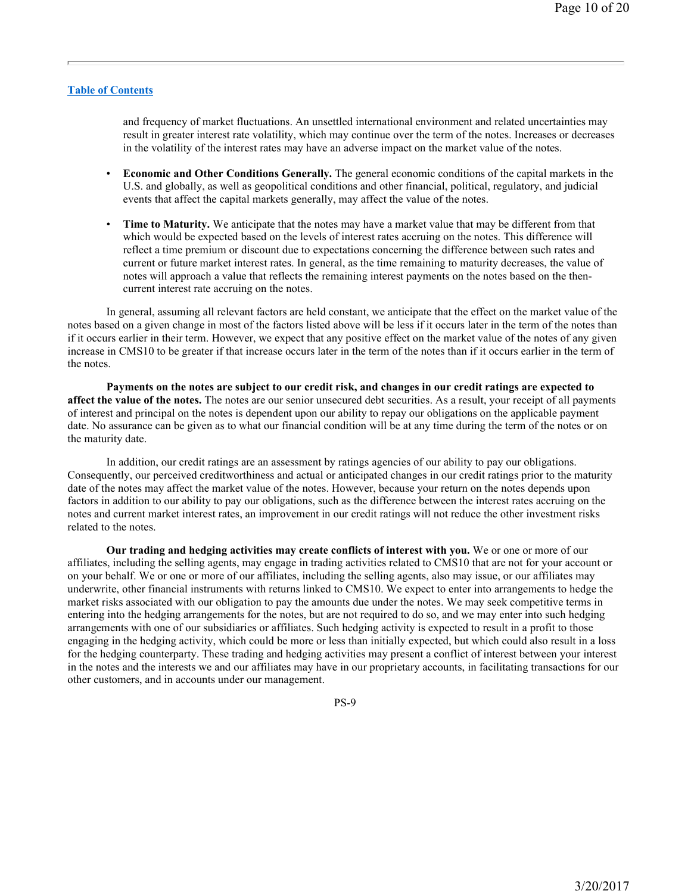and frequency of market fluctuations. An unsettled international environment and related uncertainties may result in greater interest rate volatility, which may continue over the term of the notes. Increases or decreases in the volatility of the interest rates may have an adverse impact on the market value of the notes.

- **Economic and Other Conditions Generally.** The general economic conditions of the capital markets in the U.S. and globally, as well as geopolitical conditions and other financial, political, regulatory, and judicial events that affect the capital markets generally, may affect the value of the notes.
- **Time to Maturity.** We anticipate that the notes may have a market value that may be different from that which would be expected based on the levels of interest rates accruing on the notes. This difference will reflect a time premium or discount due to expectations concerning the difference between such rates and current or future market interest rates. In general, as the time remaining to maturity decreases, the value of notes will approach a value that reflects the remaining interest payments on the notes based on the then-current interest rate accruing on the notes.

In general, assuming all relevant factors are held constant, we anticipate that the effect on the market value of the notes based on a given change in most of the factors listed above will be less if it occurs later in the term of the notes than if it occurs earlier in their term. However, we expect that any positive effect on the market value of the notes of any given increase in CMS10 to be greater if that increase occurs later in the term of the notes than if it occurs earlier in the term of the notes.

**Payments on the notes are subject to our credit risk, and changes in our credit ratings are expected to affect the value of the notes.** The notes are our senior unsecured debt securities. As a result, your receipt of all payments of interest and principal on the notes is dependent upon our ability to repay our obligations on the applicable payment date. No assurance can be given as to what our financial condition will be at any time during the term of the notes or on the maturity date.

In addition, our credit ratings are an assessment by ratings agencies of our ability to pay our obligations. Consequently, our perceived creditworthiness and actual or anticipated changes in our credit ratings prior to the maturity date of the notes may affect the market value of the notes. However, because your return on the notes depends upon factors in addition to our ability to pay our obligations, such as the difference between the interest rates accruing on the notes and current market interest rates, an improvement in our credit ratings will not reduce the other investment risks related to the notes.

**Our trading and hedging activities may create conflicts of interest with you.** We or one or more of our affiliates, including the selling agents, may engage in trading activities related to CMS10 that are not for your account or on your behalf. We or one or more of our affiliates, including the selling agents, also may issue, or our affiliates may underwrite, other financial instruments with returns linked to CMS10. We expect to enter into arrangements to hedge the market risks associated with our obligation to pay the amounts due under the notes. We may seek competitive terms in entering into the hedging arrangements for the notes, but are not required to do so, and we may enter into such hedging arrangements with one of our subsidiaries or affiliates. Such hedging activity is expected to result in a profit to those engaging in the hedging activity, which could be more or less than initially expected, but which could also result in a loss for the hedging counterparty. These trading and hedging activities may present a conflict of interest between your interest in the notes and the interests we and our affiliates may have in our proprietary accounts, in facilitating transactions for our other customers, and in accounts under our management.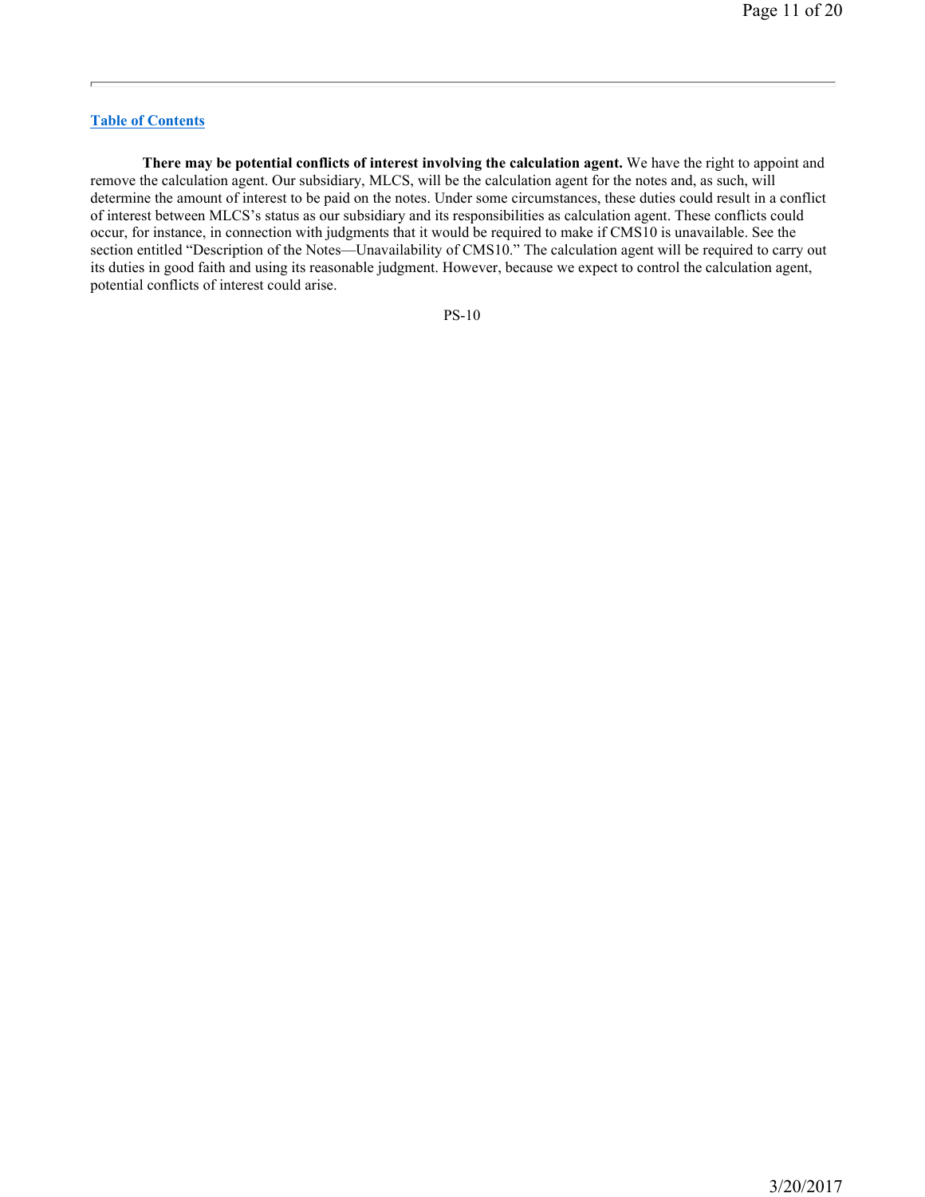[Table of Contents](#)

**There may be potential conflicts of interest involving the calculation agent.** We have the right to appoint and remove the calculation agent. Our subsidiary, MLCS, will be the calculation agent for the notes and, as such, will determine the amount of interest to be paid on the notes. Under some circumstances, these duties could result in a conflict of interest between MLCS's status as our subsidiary and its responsibilities as calculation agent. These conflicts could occur, for instance, in connection with judgments that it would be required to make if CMS10 is unavailable. See the section entitled "Description of the Notes—Unavailability of CMS10." The calculation agent will be required to carry out its duties in good faith and using its reasonable judgment. However, because we expect to control the calculation agent, potential conflicts of interest could arise.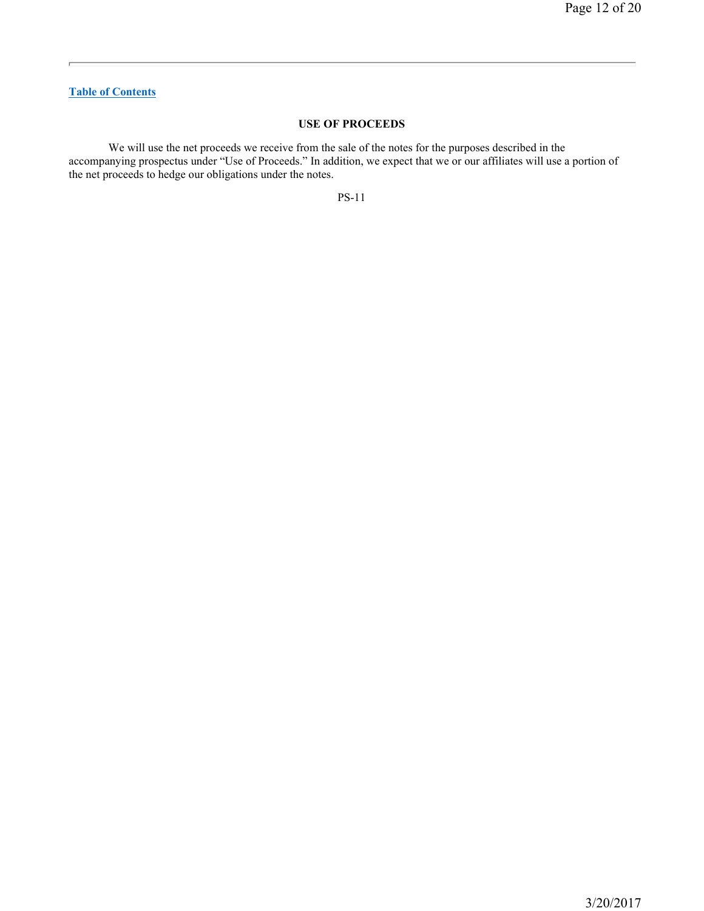[Table of Contents]

## USE OF PROCEEDS

We will use the net proceeds we receive from the sale of the notes for the purposes described in the accompanying prospectus under "Use of Proceeds." In addition, we expect that we or our affiliates will use a portion of the net proceeds to hedge our obligations under the notes.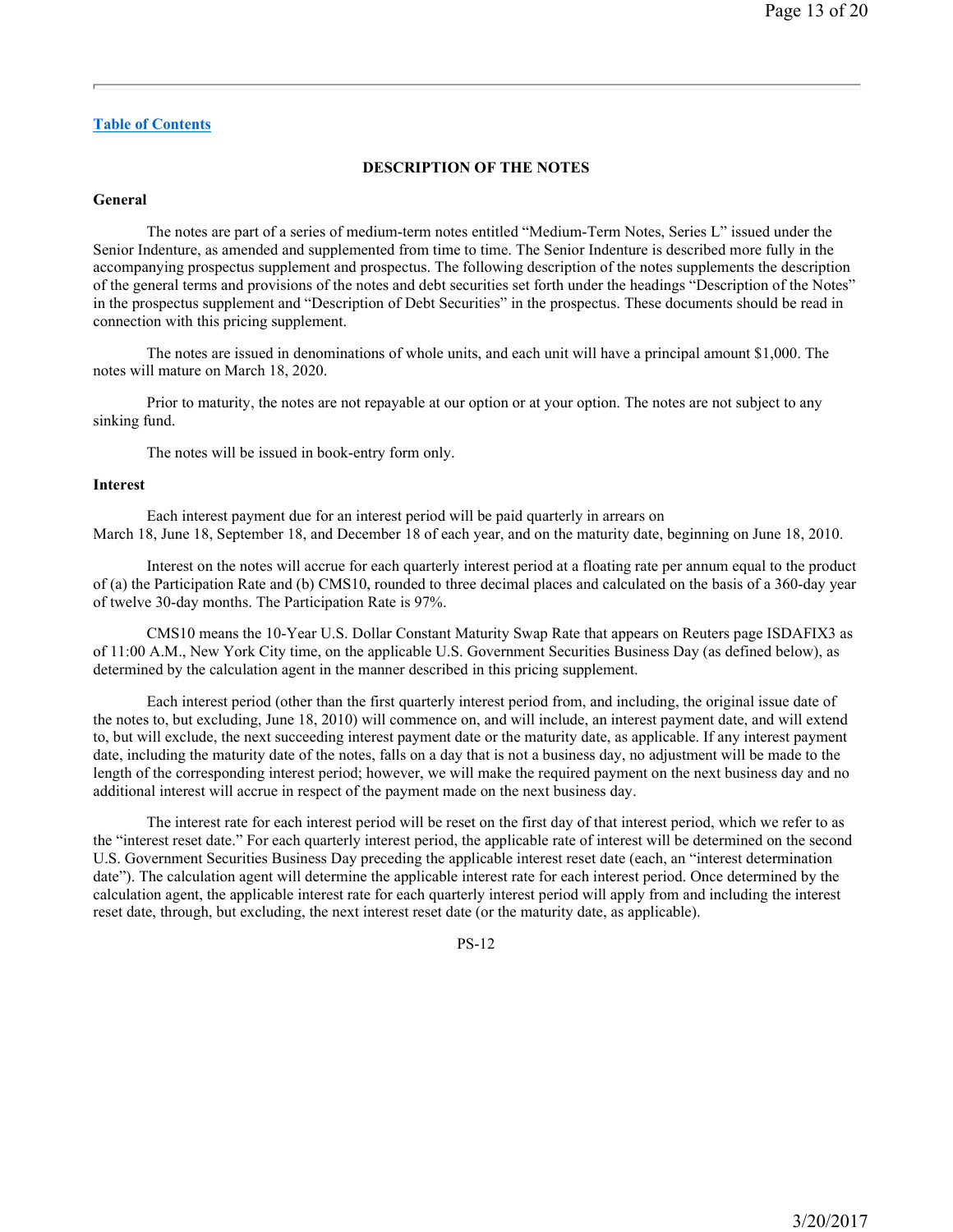Table of Contents

## DESCRIPTION OF THE NOTES

### General

The notes are part of a series of medium-term notes entitled "Medium-Term Notes, Series L" issued under the Senior Indenture, as amended and supplemented from time to time. The Senior Indenture is described more fully in the accompanying prospectus supplement and prospectus. The following description of the notes supplements the description of the general terms and provisions of the notes and debt securities set forth under the headings "Description of the Notes" in the prospectus supplement and "Description of Debt Securities" in the prospectus. These documents should be read in connection with this pricing supplement.

The notes are issued in denominations of whole units, and each unit will have a principal amount $1,000. The notes will mature on March 18, 2020.

Prior to maturity, the notes are not repayable at our option or at your option. The notes are not subject to any sinking fund.

The notes will be issued in book-entry form only.

### Interest

Each interest payment due for an interest period will be paid quarterly in arrears on March 18, June 18, September 18, and December 18 of each year, and on the maturity date, beginning on June 18, 2010.

Interest on the notes will accrue for each quarterly interest period at a floating rate per annum equal to the product of (a) the Participation Rate and (b) CMS10, rounded to three decimal places and calculated on the basis of a 360-day year of twelve 30-day months. The Participation Rate is 97%.

CMS10 means the 10-Year U.S. Dollar Constant Maturity Swap Rate that appears on Reuters page ISDAFIX3 as of 11:00 A.M., New York City time, on the applicable U.S. Government Securities Business Day (as defined below), as determined by the calculation agent in the manner described in this pricing supplement.

Each interest period (other than the first quarterly interest period from, and including, the original issue date of the notes to, but excluding, June 18, 2010) will commence on, and will include, an interest payment date, and will extend to, but will exclude, the next succeeding interest payment date or the maturity date, as applicable. If any interest payment date, including the maturity date of the notes, falls on a day that is not a business day, no adjustment will be made to the length of the corresponding interest period; however, we will make the required payment on the next business day and no additional interest will accrue in respect of the payment made on the next business day.

The interest rate for each interest period will be reset on the first day of that interest period, which we refer to as the "interest reset date." For each quarterly interest period, the applicable rate of interest will be determined on the second U.S. Government Securities Business Day preceding the applicable interest reset date (each, an "interest determination date"). The calculation agent will determine the applicable interest rate for each interest period. Once determined by the calculation agent, the applicable interest rate for each quarterly interest period will apply from and including the interest reset date, through, but excluding, the next interest reset date (or the maturity date, as applicable).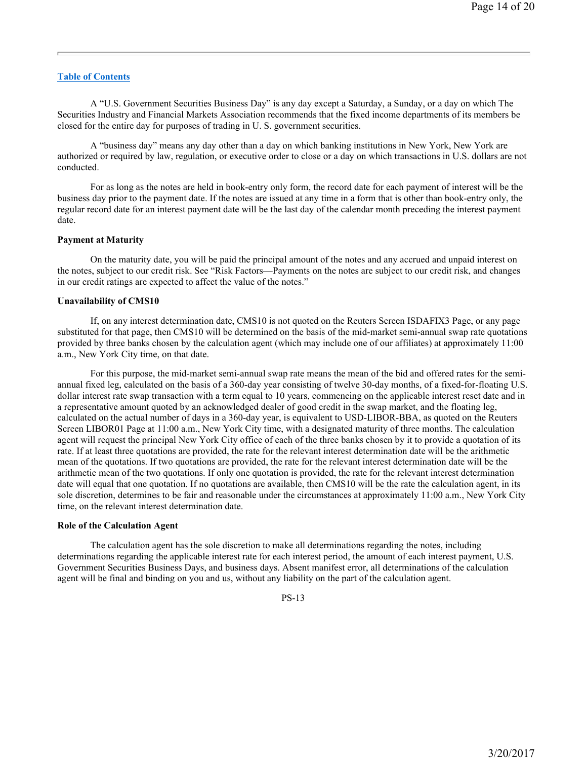A "U.S. Government Securities Business Day" is any day except a Saturday, a Sunday, or a day on which The Securities Industry and Financial Markets Association recommends that the fixed income departments of its members be closed for the entire day for purposes of trading in U. S. government securities.

A "business day" means any day other than a day on which banking institutions in New York, New York are authorized or required by law, regulation, or executive order to close or a day on which transactions in U.S. dollars are not conducted.

For as long as the notes are held in book-entry only form, the record date for each payment of interest will be the business day prior to the payment date. If the notes are issued at any time in a form that is other than book-entry only, the regular record date for an interest payment date will be the last day of the calendar month preceding the interest payment date.

**Payment at Maturity**

On the maturity date, you will be paid the principal amount of the notes and any accrued and unpaid interest on the notes, subject to our credit risk. See "Risk Factors—Payments on the notes are subject to our credit risk, and changes in our credit ratings are expected to affect the value of the notes."

**Unavailability of CMS10**

If, on any interest determination date, CMS10 is not quoted on the Reuters Screen ISDAFIX3 Page, or any page substituted for that page, then CMS10 will be determined on the basis of the mid-market semi-annual swap rate quotations provided by three banks chosen by the calculation agent (which may include one of our affiliates) at approximately 11:00 a.m., New York City time, on that date.

For this purpose, the mid-market semi-annual swap rate means the mean of the bid and offered rates for the semi-annual fixed leg, calculated on the basis of a 360-day year consisting of twelve 30-day months, of a fixed-for-floating U.S. dollar interest rate swap transaction with a term equal to 10 years, commencing on the applicable interest reset date and in a representative amount quoted by an acknowledged dealer of good credit in the swap market, and the floating leg, calculated on the actual number of days in a 360-day year, is equivalent to USD-LIBOR-BBA, as quoted on the Reuters Screen LIBOR01 Page at 11:00 a.m., New York City time, with a designated maturity of three months. The calculation agent will request the principal New York City office of each of the three banks chosen by it to provide a quotation of its rate. If at least three quotations are provided, the rate for the relevant interest determination date will be the arithmetic mean of the quotations. If two quotations are provided, the rate for the relevant interest determination date will be the arithmetic mean of the two quotations. If only one quotation is provided, the rate for the relevant interest determination date will equal that one quotation. If no quotations are available, then CMS10 will be the rate the calculation agent, in its sole discretion, determines to be fair and reasonable under the circumstances at approximately 11:00 a.m., New York City time, on the relevant interest determination date.

**Role of the Calculation Agent**

The calculation agent has the sole discretion to make all determinations regarding the notes, including determinations regarding the applicable interest rate for each interest period, the amount of each interest payment, U.S. Government Securities Business Days, and business days. Absent manifest error, all determinations of the calculation agent will be final and binding on you and us, without any liability on the part of the calculation agent.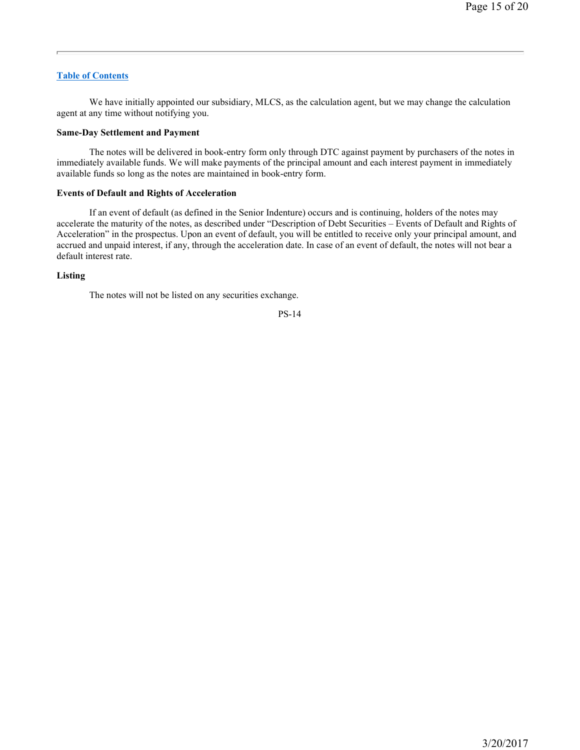We have initially appointed our subsidiary, MLCS, as the calculation agent, but we may change the calculation agent at any time without notifying you.

**Same-Day Settlement and Payment**

The notes will be delivered in book-entry form only through DTC against payment by purchasers of the notes in immediately available funds. We will make payments of the principal amount and each interest payment in immediately available funds so long as the notes are maintained in book-entry form.

**Events of Default and Rights of Acceleration**

If an event of default (as defined in the Senior Indenture) occurs and is continuing, holders of the notes may accelerate the maturity of the notes, as described under "Description of Debt Securities – Events of Default and Rights of Acceleration" in the prospectus. Upon an event of default, you will be entitled to receive only your principal amount, and accrued and unpaid interest, if any, through the acceleration date. In case of an event of default, the notes will not bear a default interest rate.

**Listing**

The notes will not be listed on any securities exchange.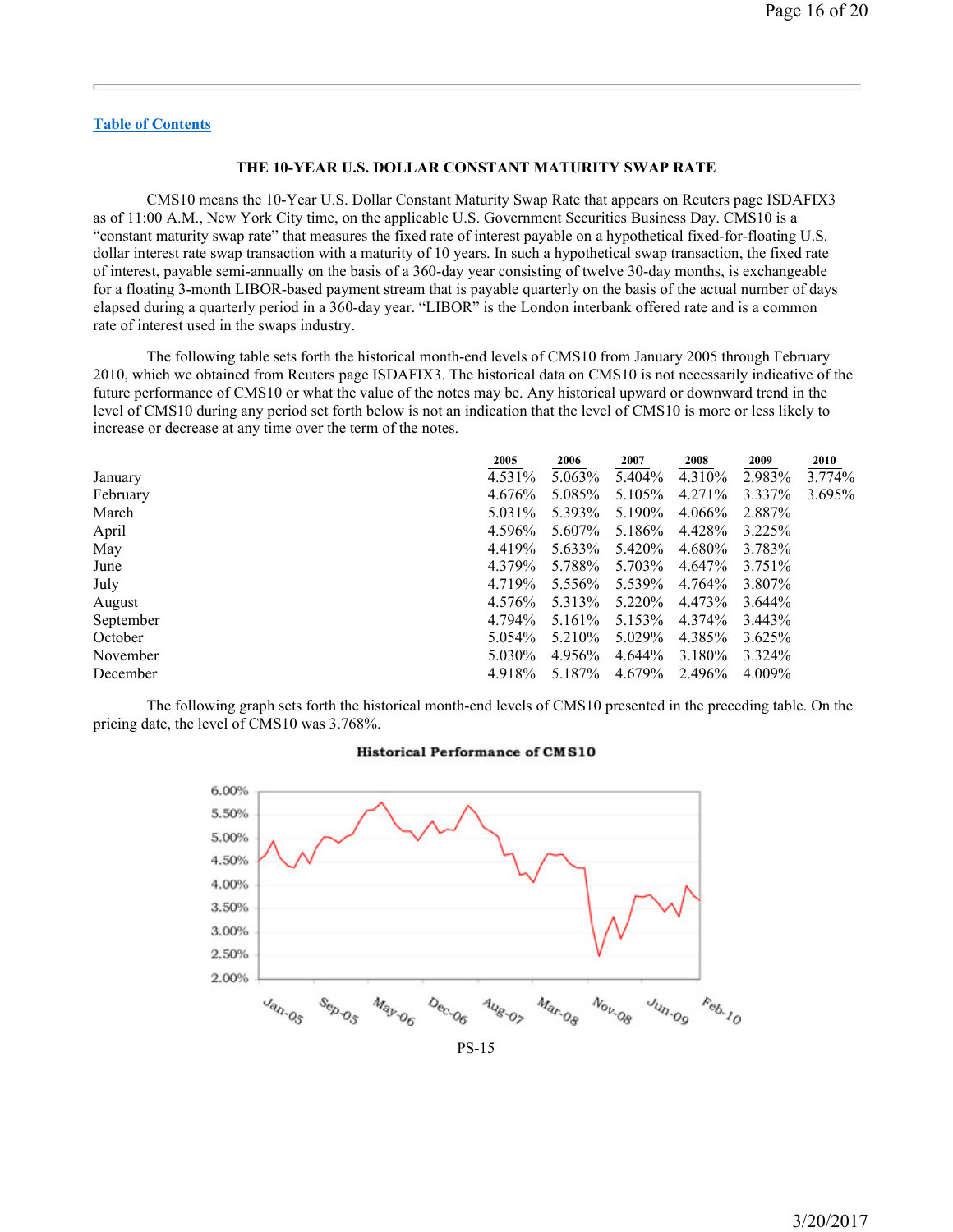[Table of Contents](#)

### THE 10-YEAR U.S. DOLLAR CONSTANT MATURITY SWAP RATE

CMS10 means the 10-Year U.S. Dollar Constant Maturity Swap Rate that appears on Reuters page ISDAFIX3 as of 11:00 A.M., New York City time, on the applicable U.S. Government Securities Business Day. CMS10 is a "constant maturity swap rate" that measures the fixed rate of interest payable on a hypothetical fixed-for-floating U.S. dollar interest rate swap transaction with a maturity of 10 years. In such a hypothetical swap transaction, the fixed rate of interest, payable semi-annually on the basis of a 360-day year consisting of twelve 30-day months, is exchangeable for a floating 3-month LIBOR-based payment stream that is payable quarterly on the basis of the actual number of days elapsed during a quarterly period in a 360-day year. "LIBOR" is the London interbank offered rate and is a common rate of interest used in the swaps industry.

The following table sets forth the historical month-end levels of CMS10 from January 2005 through February 2010, which we obtained from Reuters page ISDAFIX3. The historical data on CMS10 is not necessarily indicative of the future performance of CMS10 or what the value of the notes may be. Any historical upward or downward trend in the level of CMS10 during any period set forth below is not an indication that the level of CMS10 is more or less likely to increase or decrease at any time over the term of the notes.

| | 2005 | 2006 | 2007 | 2008 | 2009 | 2010 |
|---|---|---|---|---|---|---|
| January | 4.531% | 5.063% | 5.404% | 4.310% | 2.983% | 3.774% |
| February | 4.676% | 5.085% | 5.105% | 4.271% | 3.337% | 3.695% |
| March | 5.031% | 5.393% | 5.190% | 4.066% | 2.887% | |
| April | 4.596% | 5.607% | 5.186% | 4.428% | 3.225% | |
| May | 4.419% | 5.633% | 5.420% | 4.680% | 3.783% | |
| June | 4.379% | 5.788% | 5.703% | 4.647% | 3.751% | |
| July | 4.719% | 5.556% | 5.539% | 4.764% | 3.807% | |
| August | 4.576% | 5.313% | 5.220% | 4.473% | 3.644% | |
| September | 4.794% | 5.161% | 5.153% | 4.374% | 3.443% | |
| October | 5.054% | 5.210% | 5.029% | 4.385% | 3.625% | |
| November | 5.030% | 4.956% | 4.644% | 3.180% | 3.324% | |
| December | 4.918% | 5.187% | 4.679% | 2.496% | 4.009% | |

The following graph sets forth the historical month-end levels of CMS10 presented in the preceding table. On the pricing date, the level of CMS10 was 3.768%.

**Historical Performance of CMS10**

PS-15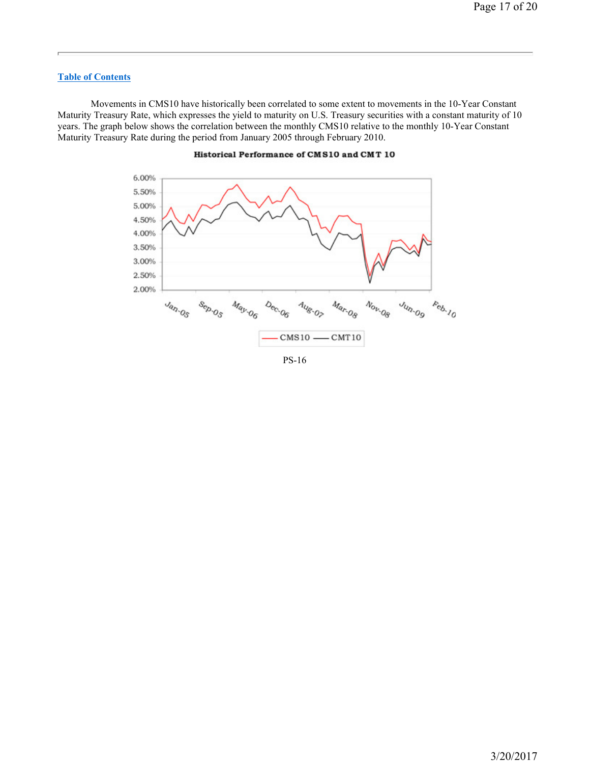Table of Contents

Movements in CMS10 have historically been correlated to some extent to movements in the 10-Year Constant Maturity Treasury Rate, which expresses the yield to maturity on U.S. Treasury securities with a constant maturity of 10 years. The graph below shows the correlation between the monthly CMS10 relative to the monthly 10-Year Constant Maturity Treasury Rate during the period from January 2005 through February 2010.

**Historical Performance of CMS10 and CMT 10**

PS-16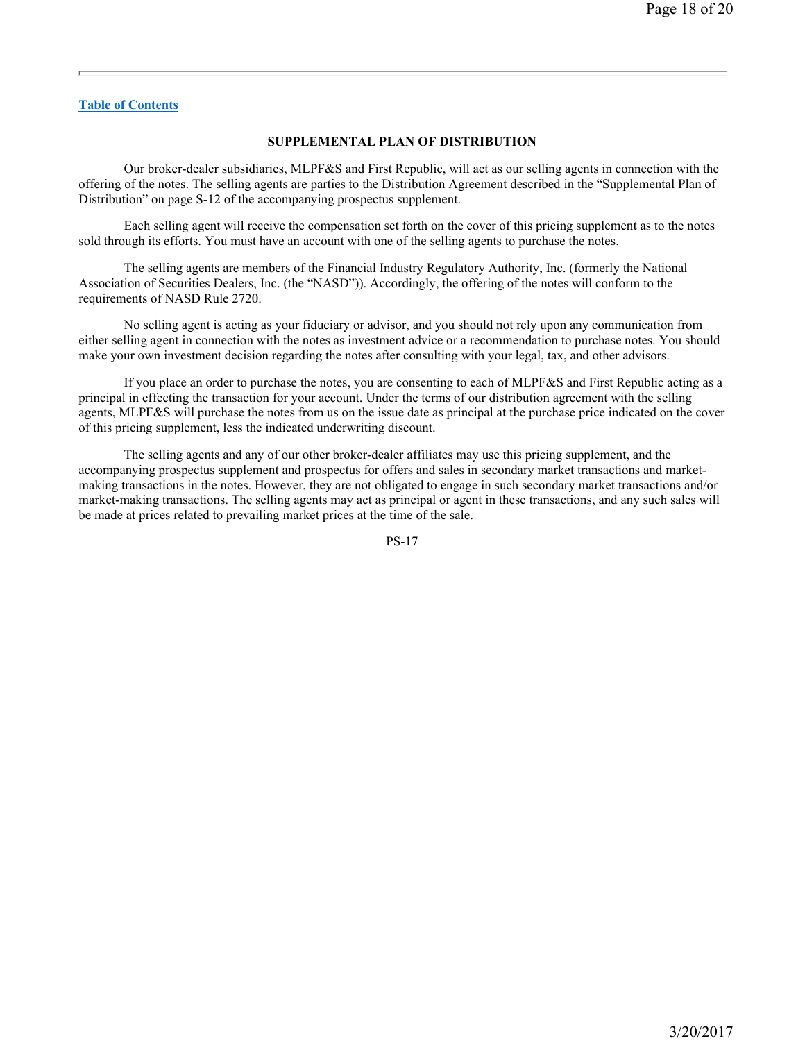[Table of Contents](#)

## SUPPLEMENTAL PLAN OF DISTRIBUTION

Our broker-dealer subsidiaries, MLPF&S and First Republic, will act as our selling agents in connection with the offering of the notes. The selling agents are parties to the Distribution Agreement described in the "Supplemental Plan of Distribution" on page S-12 of the accompanying prospectus supplement.

Each selling agent will receive the compensation set forth on the cover of this pricing supplement as to the notes sold through its efforts. You must have an account with one of the selling agents to purchase the notes.

The selling agents are members of the Financial Industry Regulatory Authority, Inc. (formerly the National Association of Securities Dealers, Inc. (the "NASD")). Accordingly, the offering of the notes will conform to the requirements of NASD Rule 2720.

No selling agent is acting as your fiduciary or advisor, and you should not rely upon any communication from either selling agent in connection with the notes as investment advice or a recommendation to purchase notes. You should make your own investment decision regarding the notes after consulting with your legal, tax, and other advisors.

If you place an order to purchase the notes, you are consenting to each of MLPF&S and First Republic acting as a principal in effecting the transaction for your account. Under the terms of our distribution agreement with the selling agents, MLPF&S will purchase the notes from us on the issue date as principal at the purchase price indicated on the cover of this pricing supplement, less the indicated underwriting discount.

The selling agents and any of our other broker-dealer affiliates may use this pricing supplement, and the accompanying prospectus supplement and prospectus for offers and sales in secondary market transactions and market-making transactions in the notes. However, they are not obligated to engage in such secondary market transactions and/or market-making transactions. The selling agents may act as principal or agent in these transactions, and any such sales will be made at prices related to prevailing market prices at the time of the sale.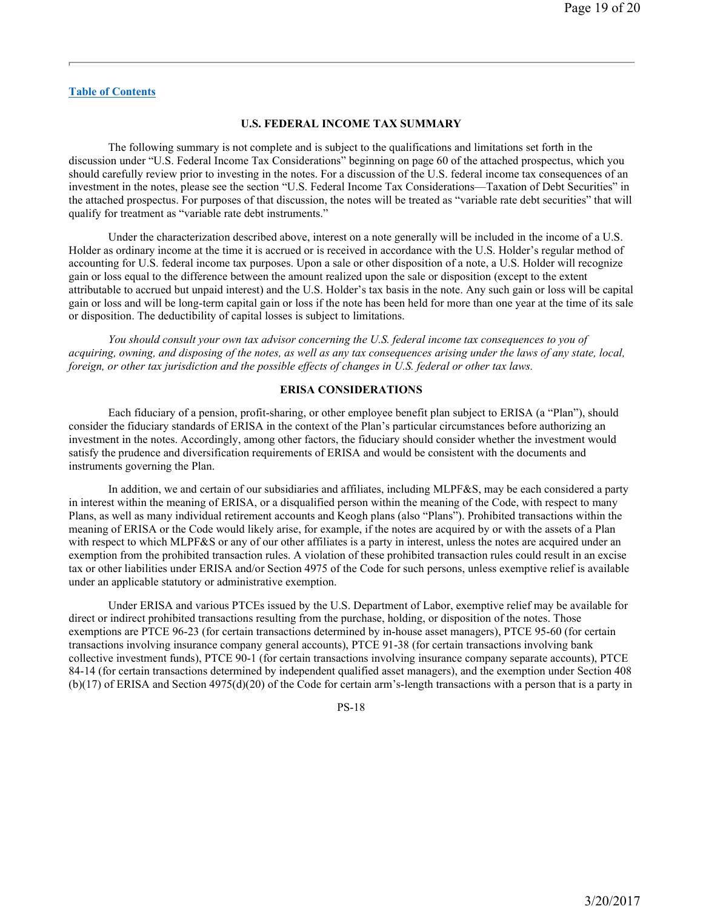[Table of Contents]

## U.S. FEDERAL INCOME TAX SUMMARY

The following summary is not complete and is subject to the qualifications and limitations set forth in the discussion under "U.S. Federal Income Tax Considerations" beginning on page 60 of the attached prospectus, which you should carefully review prior to investing in the notes. For a discussion of the U.S. federal income tax consequences of an investment in the notes, please see the section "U.S. Federal Income Tax Considerations—Taxation of Debt Securities" in the attached prospectus. For purposes of that discussion, the notes will be treated as "variable rate debt securities" that will qualify for treatment as "variable rate debt instruments."

Under the characterization described above, interest on a note generally will be included in the income of a U.S. Holder as ordinary income at the time it is accrued or is received in accordance with the U.S. Holder's regular method of accounting for U.S. federal income tax purposes. Upon a sale or other disposition of a note, a U.S. Holder will recognize gain or loss equal to the difference between the amount realized upon the sale or disposition (except to the extent attributable to accrued but unpaid interest) and the U.S. Holder's tax basis in the note. Any such gain or loss will be capital gain or loss and will be long-term capital gain or loss if the note has been held for more than one year at the time of its sale or disposition. The deductibility of capital losses is subject to limitations.

*You should consult your own tax advisor concerning the U.S. federal income tax consequences to you of acquiring, owning, and disposing of the notes, as well as any tax consequences arising under the laws of any state, local, foreign, or other tax jurisdiction and the possible effects of changes in U.S. federal or other tax laws.*

## ERISA CONSIDERATIONS

Each fiduciary of a pension, profit-sharing, or other employee benefit plan subject to ERISA (a "Plan"), should consider the fiduciary standards of ERISA in the context of the Plan's particular circumstances before authorizing an investment in the notes. Accordingly, among other factors, the fiduciary should consider whether the investment would satisfy the prudence and diversification requirements of ERISA and would be consistent with the documents and instruments governing the Plan.

In addition, we and certain of our subsidiaries and affiliates, including MLPF&S, may be each considered a party in interest within the meaning of ERISA, or a disqualified person within the meaning of the Code, with respect to many Plans, as well as many individual retirement accounts and Keogh plans (also "Plans"). Prohibited transactions within the meaning of ERISA or the Code would likely arise, for example, if the notes are acquired by or with the assets of a Plan with respect to which MLPF&S or any of our other affiliates is a party in interest, unless the notes are acquired under an exemption from the prohibited transaction rules. A violation of these prohibited transaction rules could result in an excise tax or other liabilities under ERISA and/or Section 4975 of the Code for such persons, unless exemptive relief is available under an applicable statutory or administrative exemption.

Under ERISA and various PTCEs issued by the U.S. Department of Labor, exemptive relief may be available for direct or indirect prohibited transactions resulting from the purchase, holding, or disposition of the notes. Those exemptions are PTCE 96-23 (for certain transactions determined by in-house asset managers), PTCE 95-60 (for certain transactions involving insurance company general accounts), PTCE 91-38 (for certain transactions involving bank collective investment funds), PTCE 90-1 (for certain transactions involving insurance company separate accounts), PTCE 84-14 (for certain transactions determined by independent qualified asset managers), and the exemption under Section 408 (b)(17) of ERISA and Section 4975(d)(20) of the Code for certain arm's-length transactions with a person that is a party in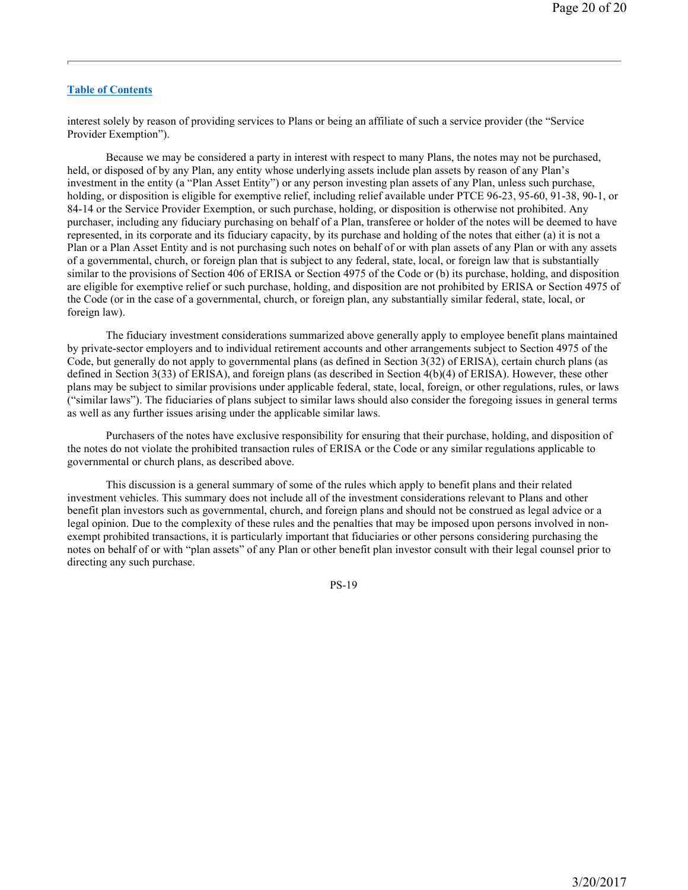interest solely by reason of providing services to Plans or being an affiliate of such a service provider (the "Service Provider Exemption").

Because we may be considered a party in interest with respect to many Plans, the notes may not be purchased, held, or disposed of by any Plan, any entity whose underlying assets include plan assets by reason of any Plan's investment in the entity (a "Plan Asset Entity") or any person investing plan assets of any Plan, unless such purchase, holding, or disposition is eligible for exemptive relief, including relief available under PTCE 96-23, 95-60, 91-38, 90-1, or 84-14 or the Service Provider Exemption, or such purchase, holding, or disposition is otherwise not prohibited. Any purchaser, including any fiduciary purchasing on behalf of a Plan, transferee or holder of the notes will be deemed to have represented, in its corporate and its fiduciary capacity, by its purchase and holding of the notes that either (a) it is not a Plan or a Plan Asset Entity and is not purchasing such notes on behalf of or with plan assets of any Plan or with any assets of a governmental, church, or foreign plan that is subject to any federal, state, local, or foreign law that is substantially similar to the provisions of Section 406 of ERISA or Section 4975 of the Code or (b) its purchase, holding, and disposition are eligible for exemptive relief or such purchase, holding, and disposition are not prohibited by ERISA or Section 4975 of the Code (or in the case of a governmental, church, or foreign plan, any substantially similar federal, state, local, or foreign law).

The fiduciary investment considerations summarized above generally apply to employee benefit plans maintained by private-sector employers and to individual retirement accounts and other arrangements subject to Section 4975 of the Code, but generally do not apply to governmental plans (as defined in Section 3(32) of ERISA), certain church plans (as defined in Section 3(33) of ERISA), and foreign plans (as described in Section 4(b)(4) of ERISA). However, these other plans may be subject to similar provisions under applicable federal, state, local, foreign, or other regulations, rules, or laws ("similar laws"). The fiduciaries of plans subject to similar laws should also consider the foregoing issues in general terms as well as any further issues arising under the applicable similar laws.

Purchasers of the notes have exclusive responsibility for ensuring that their purchase, holding, and disposition of the notes do not violate the prohibited transaction rules of ERISA or the Code or any similar regulations applicable to governmental or church plans, as described above.

This discussion is a general summary of some of the rules which apply to benefit plans and their related investment vehicles. This summary does not include all of the investment considerations relevant to Plans and other benefit plan investors such as governmental, church, and foreign plans and should not be construed as legal advice or a legal opinion. Due to the complexity of these rules and the penalties that may be imposed upon persons involved in non-exempt prohibited transactions, it is particularly important that fiduciaries or other persons considering purchasing the notes on behalf of or with "plan assets" of any Plan or other benefit plan investor consult with their legal counsel prior to directing any such purchase.